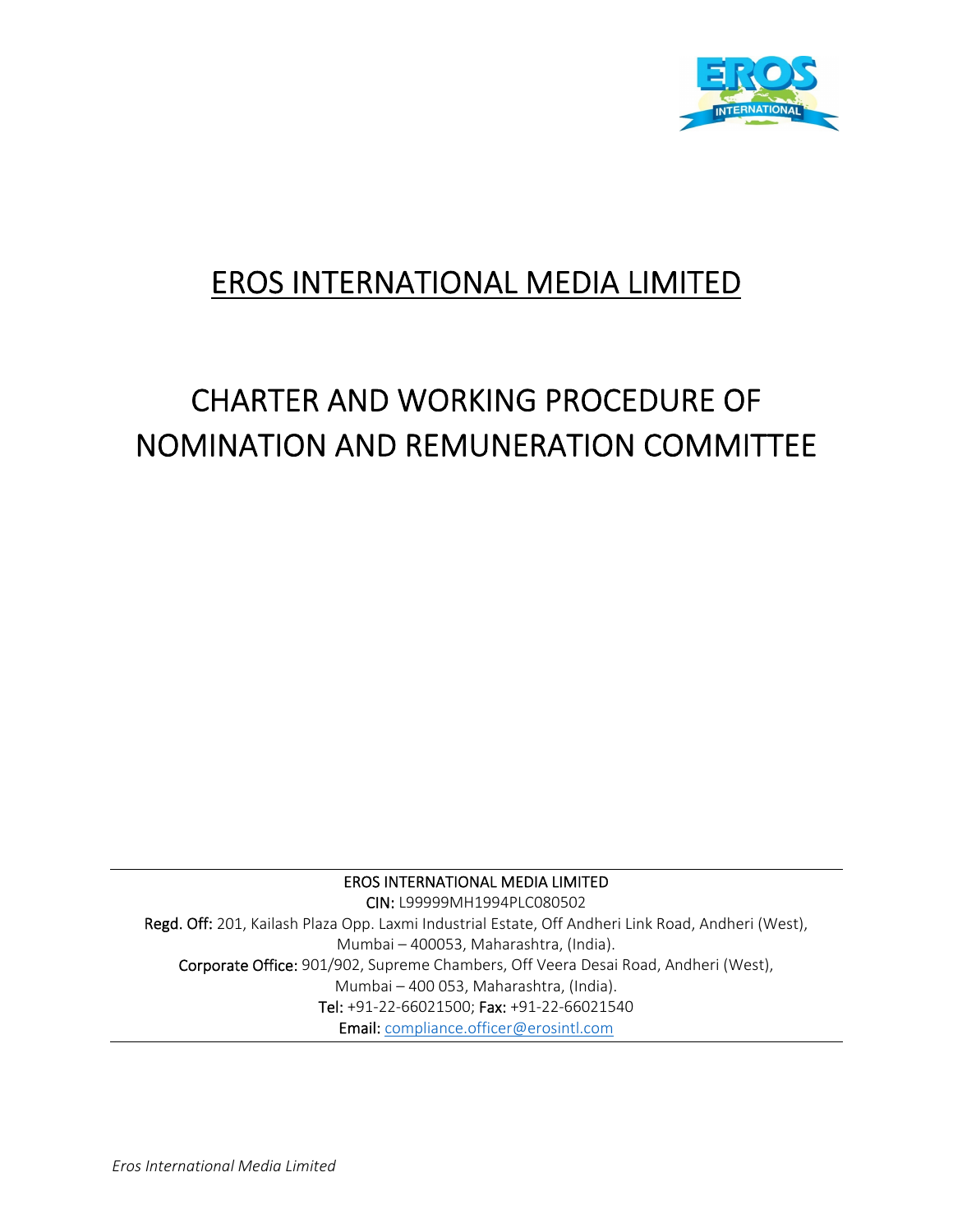# EROS INTERNATIONAL MEDIA LIMITED

# CHARTER AND WORKING PROCEDURE OF NOMINATION AND REMUNERATION COMMITTEE

---

EROS INTERNATIONAL MEDIA LIMITED

CIN: L99999MH1994PLC080502

Regd. Off: 201, Kailash Plaza Opp. Laxmi Industrial Estate, Off Andheri Link Road, Andheri (West), Mumbai – 400053, Maharashtra, (India).

Corporate Office: 901/902, Supreme Chambers, Off Veera Desai Road, Andheri (West), Mumbai – 400 053, Maharashtra, (India).

Tel: +91-22-66021500; Fax: +91-22-66021540

Email: compliance.officer@erosintl.com

---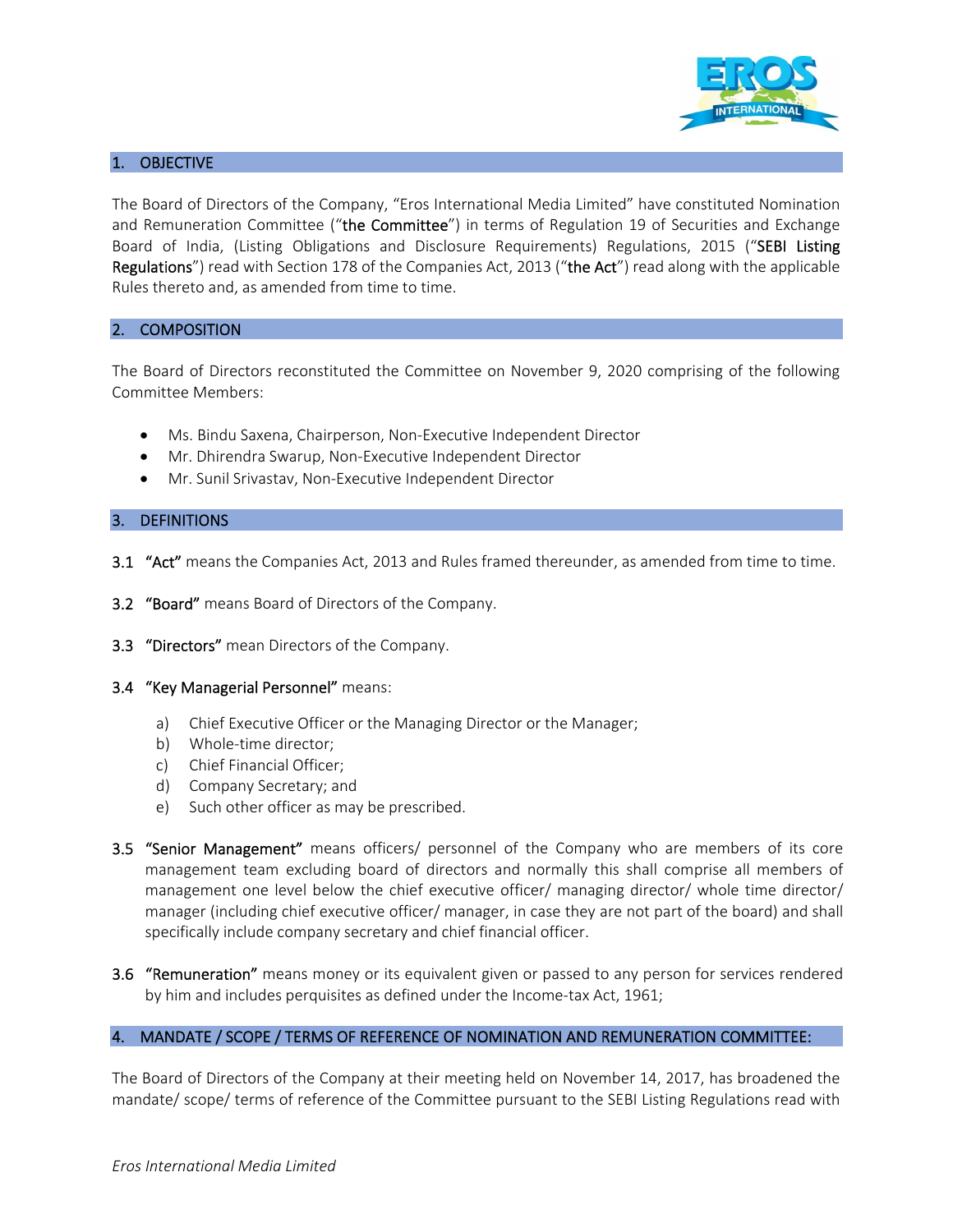## 1. OBJECTIVE

The Board of Directors of the Company, "Eros International Media Limited" have constituted Nomination and Remuneration Committee ("**the Committee**") in terms of Regulation 19 of Securities and Exchange Board of India, (Listing Obligations and Disclosure Requirements) Regulations, 2015 ("**SEBI Listing Regulations**") read with Section 178 of the Companies Act, 2013 ("**the Act**") read along with the applicable Rules thereto and, as amended from time to time.

## 2. COMPOSITION

The Board of Directors reconstituted the Committee on November 9, 2020 comprising of the following Committee Members:

- Ms. Bindu Saxena, Chairperson, Non-Executive Independent Director
- Mr. Dhirendra Swarup, Non-Executive Independent Director
- Mr. Sunil Srivastav, Non-Executive Independent Director

## 3. DEFINITIONS

**3.1 "Act"** means the Companies Act, 2013 and Rules framed thereunder, as amended from time to time.

**3.2 "Board"** means Board of Directors of the Company.

**3.3 "Directors"** mean Directors of the Company.

**3.4 "Key Managerial Personnel"** means:

a) Chief Executive Officer or the Managing Director or the Manager;
b) Whole-time director;
c) Chief Financial Officer;
d) Company Secretary; and
e) Such other officer as may be prescribed.

**3.5 "Senior Management"** means officers/ personnel of the Company who are members of its core management team excluding board of directors and normally this shall comprise all members of management one level below the chief executive officer/ managing director/ whole time director/ manager (including chief executive officer/ manager, in case they are not part of the board) and shall specifically include company secretary and chief financial officer.

**3.6 "Remuneration"** means money or its equivalent given or passed to any person for services rendered by him and includes perquisites as defined under the Income-tax Act, 1961;

## 4. MANDATE / SCOPE / TERMS OF REFERENCE OF NOMINATION AND REMUNERATION COMMITTEE:

The Board of Directors of the Company at their meeting held on November 14, 2017, has broadened the mandate/ scope/ terms of reference of the Committee pursuant to the SEBI Listing Regulations read with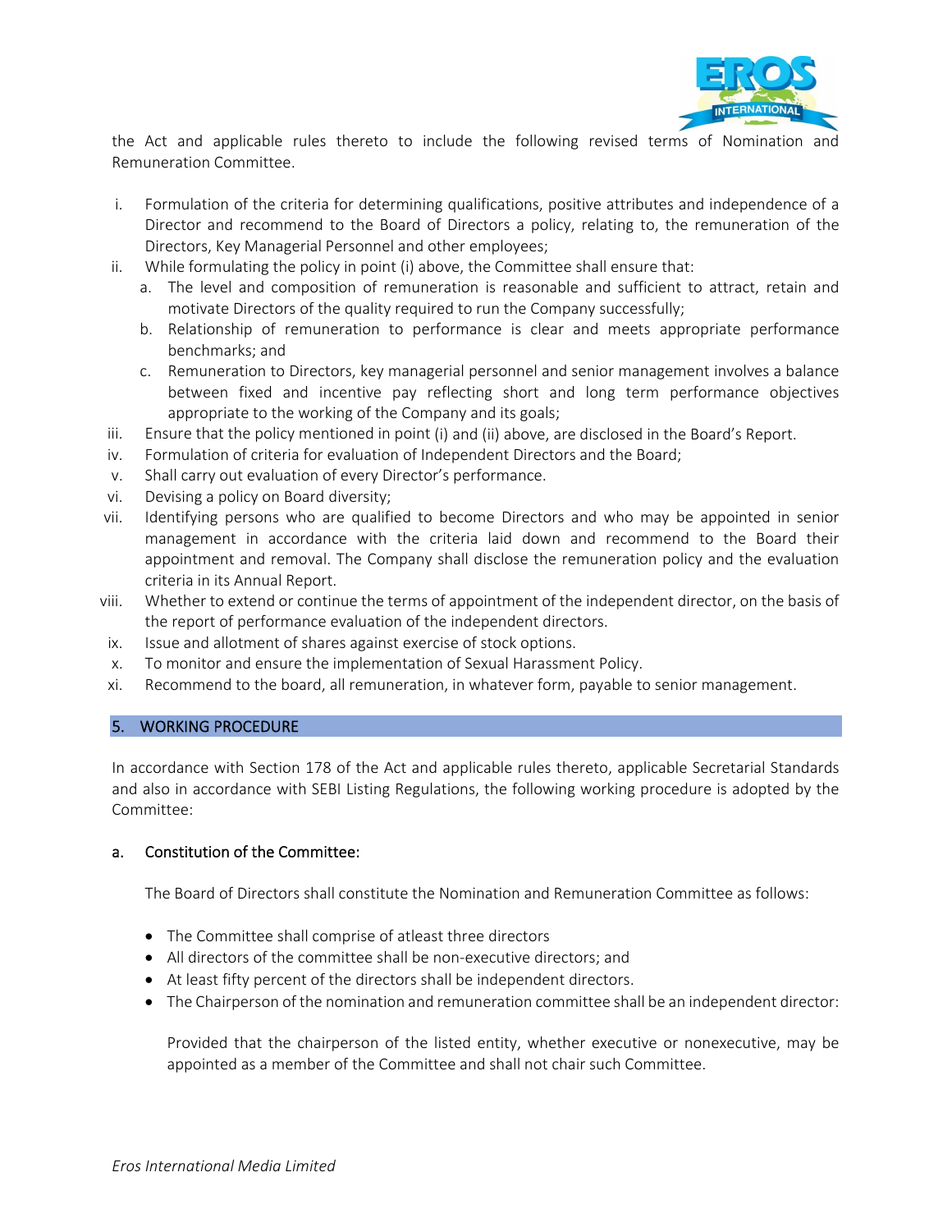the Act and applicable rules thereto to include the following revised terms of Nomination and Remuneration Committee.

i. Formulation of the criteria for determining qualifications, positive attributes and independence of a Director and recommend to the Board of Directors a policy, relating to, the remuneration of the Directors, Key Managerial Personnel and other employees;
ii. While formulating the policy in point (i) above, the Committee shall ensure that:
    a. The level and composition of remuneration is reasonable and sufficient to attract, retain and motivate Directors of the quality required to run the Company successfully;
    b. Relationship of remuneration to performance is clear and meets appropriate performance benchmarks; and
    c. Remuneration to Directors, key managerial personnel and senior management involves a balance between fixed and incentive pay reflecting short and long term performance objectives appropriate to the working of the Company and its goals;
iii. Ensure that the policy mentioned in point (i) and (ii) above, are disclosed in the Board's Report.
iv. Formulation of criteria for evaluation of Independent Directors and the Board;
v. Shall carry out evaluation of every Director's performance.
vi. Devising a policy on Board diversity;
vii. Identifying persons who are qualified to become Directors and who may be appointed in senior management in accordance with the criteria laid down and recommend to the Board their appointment and removal. The Company shall disclose the remuneration policy and the evaluation criteria in its Annual Report.
viii. Whether to extend or continue the terms of appointment of the independent director, on the basis of the report of performance evaluation of the independent directors.
ix. Issue and allotment of shares against exercise of stock options.
x. To monitor and ensure the implementation of Sexual Harassment Policy.
xi. Recommend to the board, all remuneration, in whatever form, payable to senior management.

## 5. WORKING PROCEDURE

In accordance with Section 178 of the Act and applicable rules thereto, applicable Secretarial Standards and also in accordance with SEBI Listing Regulations, the following working procedure is adopted by the Committee:

### a. Constitution of the Committee:

The Board of Directors shall constitute the Nomination and Remuneration Committee as follows:

- The Committee shall comprise of atleast three directors
- All directors of the committee shall be non-executive directors; and
- At least fifty percent of the directors shall be independent directors.
- The Chairperson of the nomination and remuneration committee shall be an independent director:

  Provided that the chairperson of the listed entity, whether executive or nonexecutive, may be appointed as a member of the Committee and shall not chair such Committee.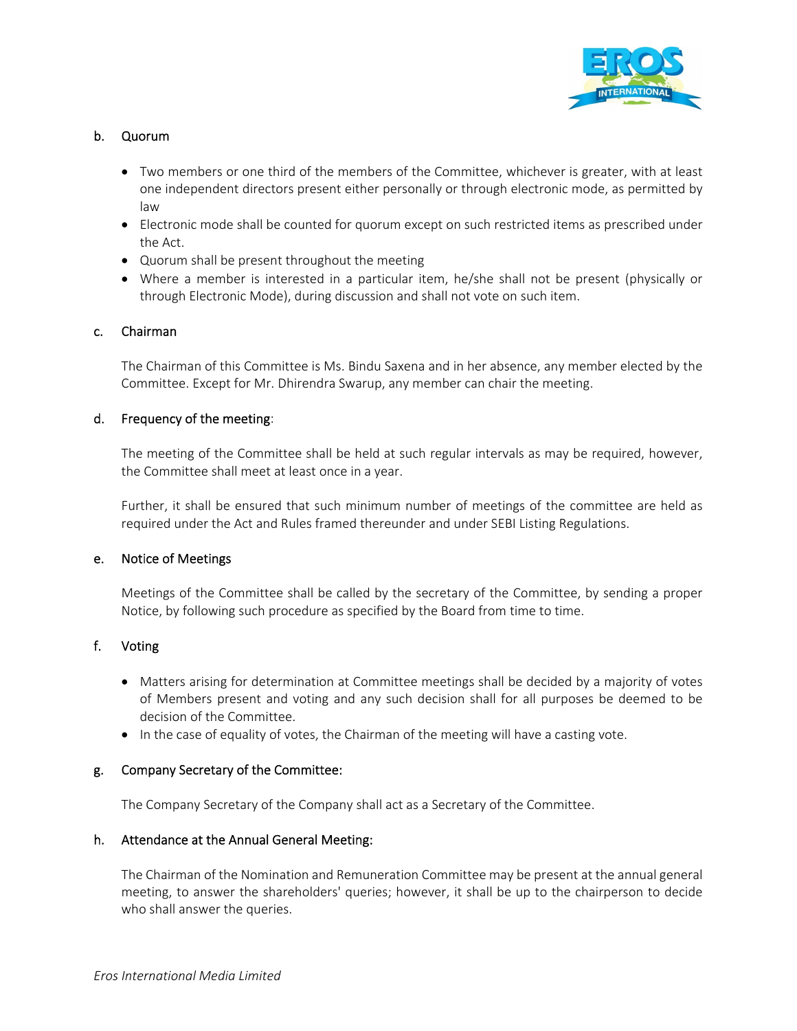b. Quorum

- Two members or one third of the members of the Committee, whichever is greater, with at least one independent directors present either personally or through electronic mode, as permitted by law
- Electronic mode shall be counted for quorum except on such restricted items as prescribed under the Act.
- Quorum shall be present throughout the meeting
- Where a member is interested in a particular item, he/she shall not be present (physically or through Electronic Mode), during discussion and shall not vote on such item.

c. Chairman

The Chairman of this Committee is Ms. Bindu Saxena and in her absence, any member elected by the Committee. Except for Mr. Dhirendra Swarup, any member can chair the meeting.

d. Frequency of the meeting:

The meeting of the Committee shall be held at such regular intervals as may be required, however, the Committee shall meet at least once in a year.

Further, it shall be ensured that such minimum number of meetings of the committee are held as required under the Act and Rules framed thereunder and under SEBI Listing Regulations.

e. Notice of Meetings

Meetings of the Committee shall be called by the secretary of the Committee, by sending a proper Notice, by following such procedure as specified by the Board from time to time.

f. Voting

- Matters arising for determination at Committee meetings shall be decided by a majority of votes of Members present and voting and any such decision shall for all purposes be deemed to be decision of the Committee.
- In the case of equality of votes, the Chairman of the meeting will have a casting vote.

g. Company Secretary of the Committee:

The Company Secretary of the Company shall act as a Secretary of the Committee.

h. Attendance at the Annual General Meeting:

The Chairman of the Nomination and Remuneration Committee may be present at the annual general meeting, to answer the shareholders' queries; however, it shall be up to the chairperson to decide who shall answer the queries.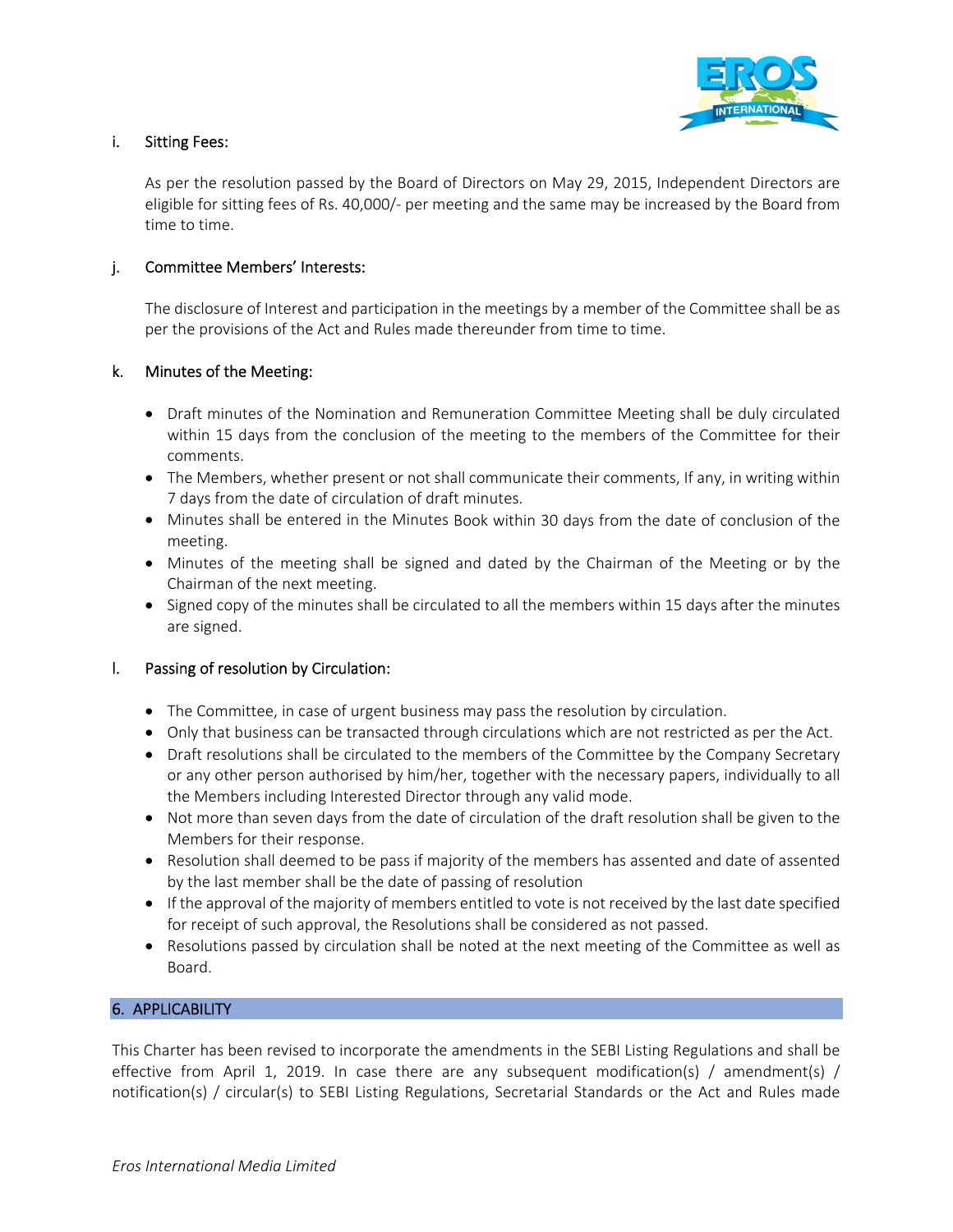i. Sitting Fees:

As per the resolution passed by the Board of Directors on May 29, 2015, Independent Directors are eligible for sitting fees of Rs. 40,000/- per meeting and the same may be increased by the Board from time to time.

j. Committee Members' Interests:

The disclosure of Interest and participation in the meetings by a member of the Committee shall be as per the provisions of the Act and Rules made thereunder from time to time.

k. Minutes of the Meeting:

- Draft minutes of the Nomination and Remuneration Committee Meeting shall be duly circulated within 15 days from the conclusion of the meeting to the members of the Committee for their comments.
- The Members, whether present or not shall communicate their comments, If any, in writing within 7 days from the date of circulation of draft minutes.
- Minutes shall be entered in the Minutes Book within 30 days from the date of conclusion of the meeting.
- Minutes of the meeting shall be signed and dated by the Chairman of the Meeting or by the Chairman of the next meeting.
- Signed copy of the minutes shall be circulated to all the members within 15 days after the minutes are signed.

l. Passing of resolution by Circulation:

- The Committee, in case of urgent business may pass the resolution by circulation.
- Only that business can be transacted through circulations which are not restricted as per the Act.
- Draft resolutions shall be circulated to the members of the Committee by the Company Secretary or any other person authorised by him/her, together with the necessary papers, individually to all the Members including Interested Director through any valid mode.
- Not more than seven days from the date of circulation of the draft resolution shall be given to the Members for their response.
- Resolution shall deemed to be pass if majority of the members has assented and date of assented by the last member shall be the date of passing of resolution
- If the approval of the majority of members entitled to vote is not received by the last date specified for receipt of such approval, the Resolutions shall be considered as not passed.
- Resolutions passed by circulation shall be noted at the next meeting of the Committee as well as Board.

## 6. APPLICABILITY

This Charter has been revised to incorporate the amendments in the SEBI Listing Regulations and shall be effective from April 1, 2019. In case there are any subsequent modification(s) / amendment(s) / notification(s) / circular(s) to SEBI Listing Regulations, Secretarial Standards or the Act and Rules made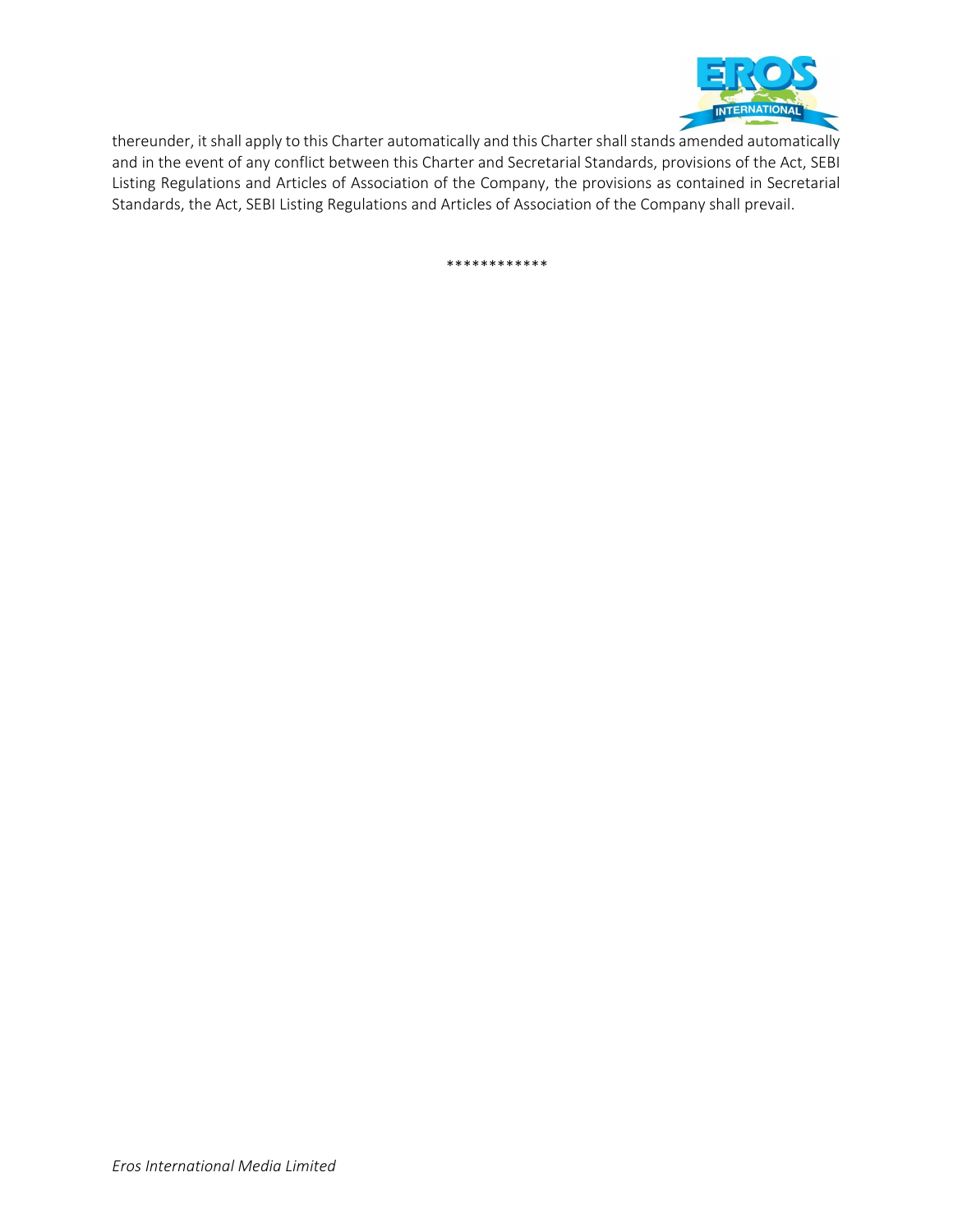thereunder, it shall apply to this Charter automatically and this Charter shall stands amended automatically and in the event of any conflict between this Charter and Secretarial Standards, provisions of the Act, SEBI Listing Regulations and Articles of Association of the Company, the provisions as contained in Secretarial Standards, the Act, SEBI Listing Regulations and Articles of Association of the Company shall prevail.

************